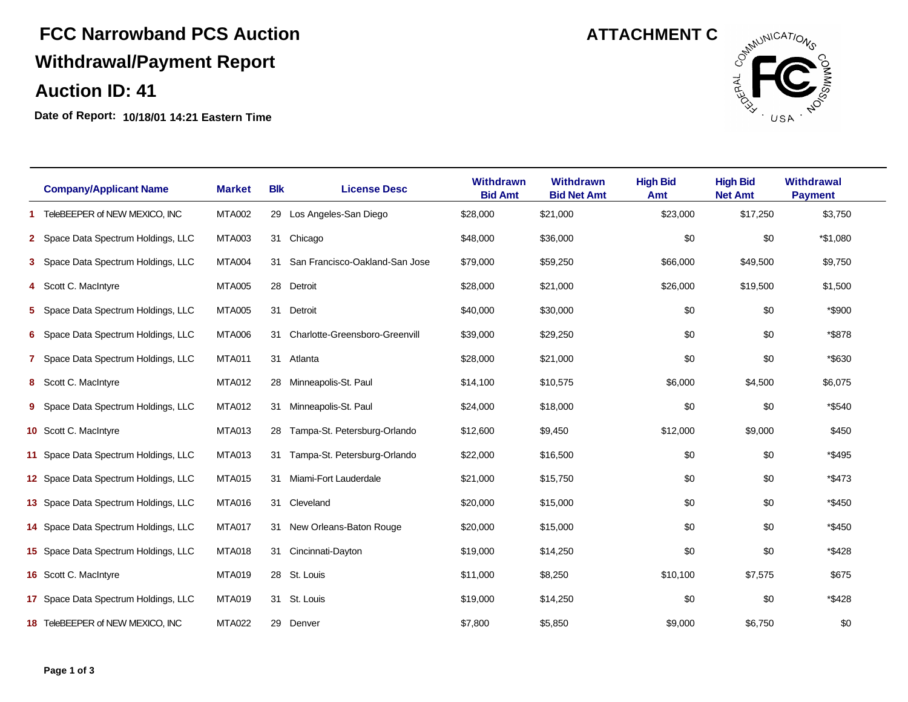# FCC Narrowband PCS Auction

## Withdrawal/Payment Report

## Auction ID: 41

**Date of Report:** **10/18/01 14:21 Eastern Time**

**ATTACHMENT C**

| | Company/Applicant Name | Market | Blk | License Desc | Withdrawn Bid Amt | Withdrawn Bid Net Amt | High Bid Amt | High Bid Net Amt | Withdrawal Payment |
|---|---|---|---|---|---|---|---|---|---|
| 1 | TeleBEEPER of NEW MEXICO, INC | MTA002 | 29 | Los Angeles-San Diego | $28,000 | $21,000 | $23,000 | $17,250 | $3,750 |
| 2 | Space Data Spectrum Holdings, LLC | MTA003 | 31 | Chicago | $48,000 | $36,000 | $0 | $0 | *$1,080 |
| 3 | Space Data Spectrum Holdings, LLC | MTA004 | 31 | San Francisco-Oakland-San Jose | $79,000 | $59,250 | $66,000 | $49,500 | $9,750 |
| 4 | Scott C. MacIntyre | MTA005 | 28 | Detroit | $28,000 | $21,000 | $26,000 | $19,500 | $1,500 |
| 5 | Space Data Spectrum Holdings, LLC | MTA005 | 31 | Detroit | $40,000 | $30,000 | $0 | $0 | *$900 |
| 6 | Space Data Spectrum Holdings, LLC | MTA006 | 31 | Charlotte-Greensboro-Greenvill | $39,000 | $29,250 | $0 | $0 | *$878 |
| 7 | Space Data Spectrum Holdings, LLC | MTA011 | 31 | Atlanta | $28,000 | $21,000 | $0 | $0 | *$630 |
| 8 | Scott C. MacIntyre | MTA012 | 28 | Minneapolis-St. Paul | $14,100 | $10,575 | $6,000 | $4,500 | $6,075 |
| 9 | Space Data Spectrum Holdings, LLC | MTA012 | 31 | Minneapolis-St. Paul | $24,000 | $18,000 | $0 | $0 | *$540 |
| 10 | Scott C. MacIntyre | MTA013 | 28 | Tampa-St. Petersburg-Orlando | $12,600 | $9,450 | $12,000 | $9,000 | $450 |
| 11 | Space Data Spectrum Holdings, LLC | MTA013 | 31 | Tampa-St. Petersburg-Orlando | $22,000 | $16,500 | $0 | $0 | *$495 |
| 12 | Space Data Spectrum Holdings, LLC | MTA015 | 31 | Miami-Fort Lauderdale | $21,000 | $15,750 | $0 | $0 | *$473 |
| 13 | Space Data Spectrum Holdings, LLC | MTA016 | 31 | Cleveland | $20,000 | $15,000 | $0 | $0 | *$450 |
| 14 | Space Data Spectrum Holdings, LLC | MTA017 | 31 | New Orleans-Baton Rouge | $20,000 | $15,000 | $0 | $0 | *$450 |
| 15 | Space Data Spectrum Holdings, LLC | MTA018 | 31 | Cincinnati-Dayton | $19,000 | $14,250 | $0 | $0 | *$428 |
| 16 | Scott C. MacIntyre | MTA019 | 28 | St. Louis | $11,000 | $8,250 | $10,100 | $7,575 | $675 |
| 17 | Space Data Spectrum Holdings, LLC | MTA019 | 31 | St. Louis | $19,000 | $14,250 | $0 | $0 | *$428 |
| 18 | TeleBEEPER of NEW MEXICO, INC | MTA022 | 29 | Denver | $7,800 | $5,850 | $9,000 | $6,750 | $0 |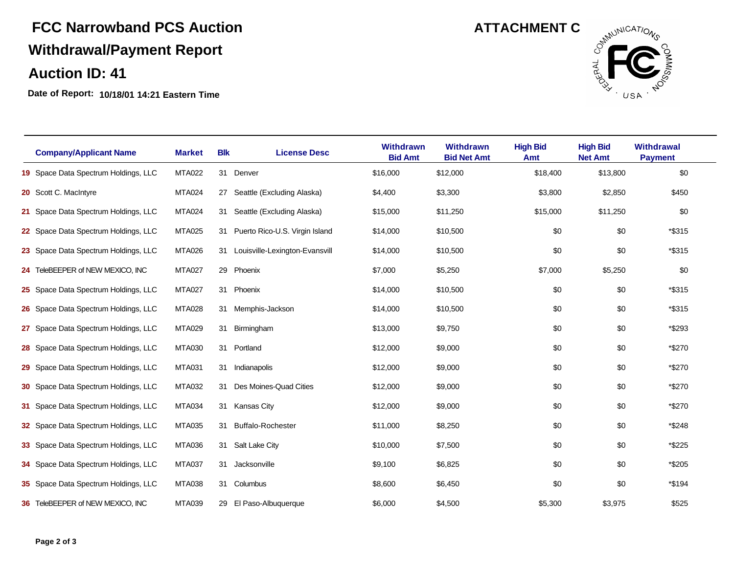# FCC Narrowband PCS Auction

## Withdrawal/Payment Report

## Auction ID: 41

**Date of Report:** **10/18/01 14:21 Eastern Time**

**ATTACHMENT C**

| | Company/Applicant Name | Market | Blk | License Desc | Withdrawn Bid Amt | Withdrawn Bid Net Amt | High Bid Amt | High Bid Net Amt | Withdrawal Payment |
|---|---|---|---|---|---|---|---|---|---|
| 19 | Space Data Spectrum Holdings, LLC | MTA022 | 31 | Denver | $16,000 | $12,000 | $18,400 | $13,800 | $0 |
| 20 | Scott C. MacIntyre | MTA024 | 27 | Seattle (Excluding Alaska) | $4,400 | $3,300 | $3,800 | $2,850 | $450 |
| 21 | Space Data Spectrum Holdings, LLC | MTA024 | 31 | Seattle (Excluding Alaska) | $15,000 | $11,250 | $15,000 | $11,250 | $0 |
| 22 | Space Data Spectrum Holdings, LLC | MTA025 | 31 | Puerto Rico-U.S. Virgin Island | $14,000 | $10,500 | $0 | $0 | *$315 |
| 23 | Space Data Spectrum Holdings, LLC | MTA026 | 31 | Louisville-Lexington-Evansvill | $14,000 | $10,500 | $0 | $0 | *$315 |
| 24 | TeleBEEPER of NEW MEXICO, INC | MTA027 | 29 | Phoenix | $7,000 | $5,250 | $7,000 | $5,250 | $0 |
| 25 | Space Data Spectrum Holdings, LLC | MTA027 | 31 | Phoenix | $14,000 | $10,500 | $0 | $0 | *$315 |
| 26 | Space Data Spectrum Holdings, LLC | MTA028 | 31 | Memphis-Jackson | $14,000 | $10,500 | $0 | $0 | *$315 |
| 27 | Space Data Spectrum Holdings, LLC | MTA029 | 31 | Birmingham | $13,000 | $9,750 | $0 | $0 | *$293 |
| 28 | Space Data Spectrum Holdings, LLC | MTA030 | 31 | Portland | $12,000 | $9,000 | $0 | $0 | *$270 |
| 29 | Space Data Spectrum Holdings, LLC | MTA031 | 31 | Indianapolis | $12,000 | $9,000 | $0 | $0 | *$270 |
| 30 | Space Data Spectrum Holdings, LLC | MTA032 | 31 | Des Moines-Quad Cities | $12,000 | $9,000 | $0 | $0 | *$270 |
| 31 | Space Data Spectrum Holdings, LLC | MTA034 | 31 | Kansas City | $12,000 | $9,000 | $0 | $0 | *$270 |
| 32 | Space Data Spectrum Holdings, LLC | MTA035 | 31 | Buffalo-Rochester | $11,000 | $8,250 | $0 | $0 | *$248 |
| 33 | Space Data Spectrum Holdings, LLC | MTA036 | 31 | Salt Lake City | $10,000 | $7,500 | $0 | $0 | *$225 |
| 34 | Space Data Spectrum Holdings, LLC | MTA037 | 31 | Jacksonville | $9,100 | $6,825 | $0 | $0 | *$205 |
| 35 | Space Data Spectrum Holdings, LLC | MTA038 | 31 | Columbus | $8,600 | $6,450 | $0 | $0 | *$194 |
| 36 | TeleBEEPER of NEW MEXICO, INC | MTA039 | 29 | El Paso-Albuquerque | $6,000 | $4,500 | $5,300 | $3,975 | $525 |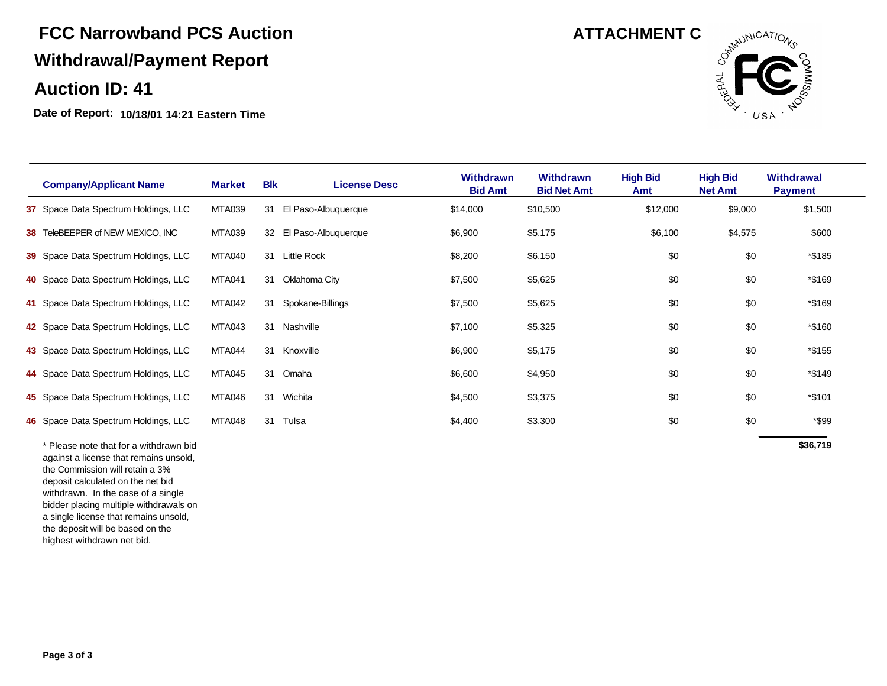# FCC Narrowband PCS Auction

## Withdrawal/Payment Report

## Auction ID: 41

**ATTACHMENT C**

**Date of Report:** **10/18/01 14:21 Eastern Time**

| | Company/Applicant Name | Market | Blk | License Desc | Withdrawn Bid Amt | Withdrawn Bid Net Amt | High Bid Amt | High Bid Net Amt | Withdrawal Payment |
|---|---|---|---|---|---|---|---|---|---|
| 37 | Space Data Spectrum Holdings, LLC | MTA039 | 31 | El Paso-Albuquerque | $14,000 | $10,500 | $12,000 | $9,000 | $1,500 |
| 38 | TeleBEEPER of NEW MEXICO, INC | MTA039 | 32 | El Paso-Albuquerque | $6,900 | $5,175 | $6,100 | $4,575 | $600 |
| 39 | Space Data Spectrum Holdings, LLC | MTA040 | 31 | Little Rock | $8,200 | $6,150 | $0 | $0 | *$185 |
| 40 | Space Data Spectrum Holdings, LLC | MTA041 | 31 | Oklahoma City | $7,500 | $5,625 | $0 | $0 | *$169 |
| 41 | Space Data Spectrum Holdings, LLC | MTA042 | 31 | Spokane-Billings | $7,500 | $5,625 | $0 | $0 | *$169 |
| 42 | Space Data Spectrum Holdings, LLC | MTA043 | 31 | Nashville | $7,100 | $5,325 | $0 | $0 | *$160 |
| 43 | Space Data Spectrum Holdings, LLC | MTA044 | 31 | Knoxville | $6,900 | $5,175 | $0 | $0 | *$155 |
| 44 | Space Data Spectrum Holdings, LLC | MTA045 | 31 | Omaha | $6,600 | $4,950 | $0 | $0 | *$149 |
| 45 | Space Data Spectrum Holdings, LLC | MTA046 | 31 | Wichita | $4,500 | $3,375 | $0 | $0 | *$101 |
| 46 | Space Data Spectrum Holdings, LLC | MTA048 | 31 | Tulsa | $4,400 | $3,300 | $0 | $0 | *$99 |
| | | | | | | | | | **$36,719** |

* Please note that for a withdrawn bid against a license that remains unsold, the Commission will retain a 3% deposit calculated on the net bid withdrawn. In the case of a single bidder placing multiple withdrawals on a single license that remains unsold, the deposit will be based on the highest withdrawn net bid.